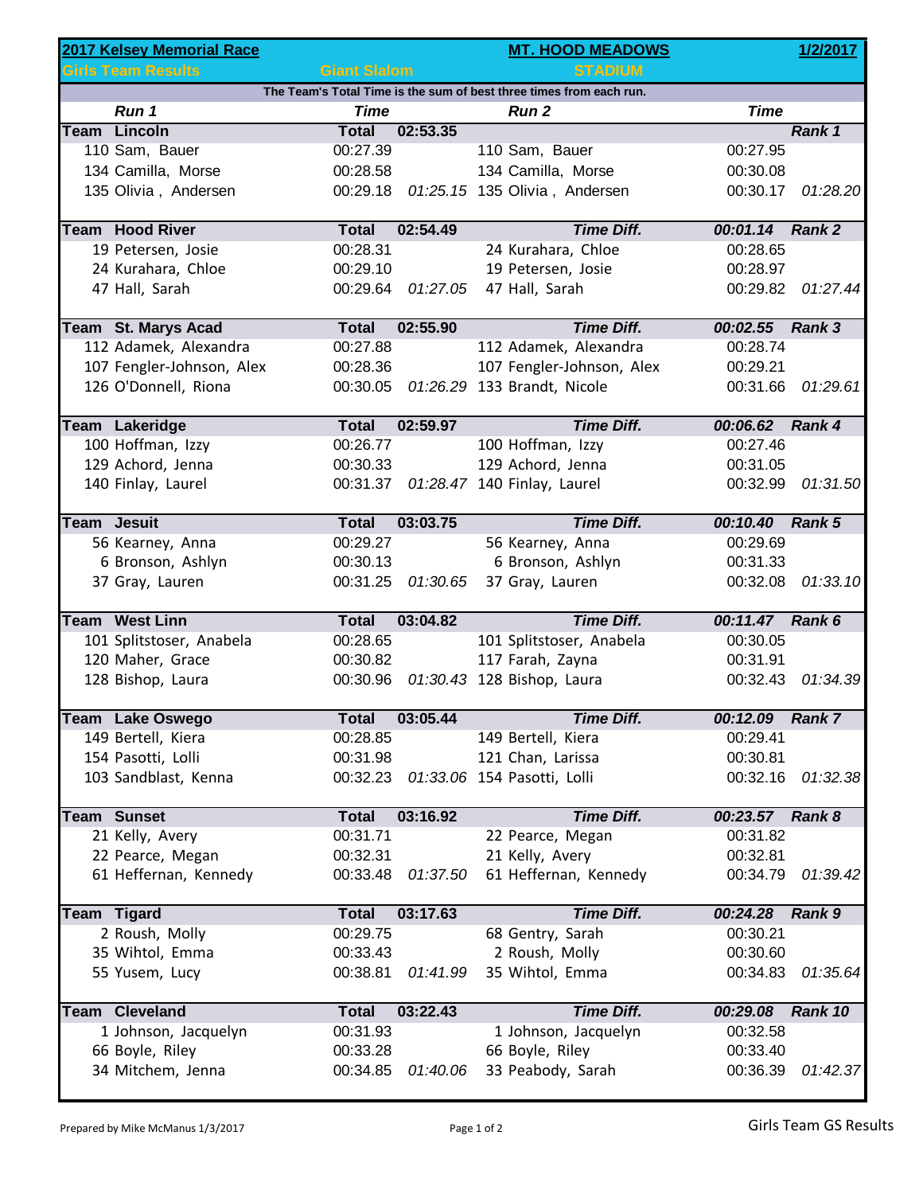# 2017 Kelsey Memorial Race

**Girls Team Results** — **Giant Slalom**

**MT. HOOD MEADOWS** — **STADIUM** — **1/2/2017**

**The Team's Total Time is the sum of best three times from each run.**

| Run 1 | Time | | Run 2 | Time | |
|---|---|---|---|---|---|
| **Team Lincoln** | **Total** | **02:53.35** | | | **Rank 1** |
| 110 Sam, Bauer | 00:27.39 | | 110 Sam, Bauer | 00:27.95 | |
| 134 Camilla, Morse | 00:28.58 | | 134 Camilla, Morse | 00:30.08 | |
| 135 Olivia , Andersen | 00:29.18 | *01:25.15* | 135 Olivia , Andersen | 00:30.17 | *01:28.20* |
| **Team Hood River** | **Total** | **02:54.49** | ***Time Diff.*** | ***00:01.14*** | **Rank 2** |
| 19 Petersen, Josie | 00:28.31 | | 24 Kurahara, Chloe | 00:28.65 | |
| 24 Kurahara, Chloe | 00:29.10 | | 19 Petersen, Josie | 00:28.97 | |
| 47 Hall, Sarah | 00:29.64 | *01:27.05* | 47 Hall, Sarah | 00:29.82 | *01:27.44* |
| **Team St. Marys Acad** | **Total** | **02:55.90** | ***Time Diff.*** | ***00:02.55*** | **Rank 3** |
| 112 Adamek, Alexandra | 00:27.88 | | 112 Adamek, Alexandra | 00:28.74 | |
| 107 Fengler-Johnson, Alex | 00:28.36 | | 107 Fengler-Johnson, Alex | 00:29.21 | |
| 126 O'Donnell, Riona | 00:30.05 | *01:26.29* | 133 Brandt, Nicole | 00:31.66 | *01:29.61* |
| **Team Lakeridge** | **Total** | **02:59.97** | ***Time Diff.*** | ***00:06.62*** | **Rank 4** |
| 100 Hoffman, Izzy | 00:26.77 | | 100 Hoffman, Izzy | 00:27.46 | |
| 129 Achord, Jenna | 00:30.33 | | 129 Achord, Jenna | 00:31.05 | |
| 140 Finlay, Laurel | 00:31.37 | *01:28.47* | 140 Finlay, Laurel | 00:32.99 | *01:31.50* |
| **Team Jesuit** | **Total** | **03:03.75** | ***Time Diff.*** | ***00:10.40*** | **Rank 5** |
| 56 Kearney, Anna | 00:29.27 | | 56 Kearney, Anna | 00:29.69 | |
| 6 Bronson, Ashlyn | 00:30.13 | | 6 Bronson, Ashlyn | 00:31.33 | |
| 37 Gray, Lauren | 00:31.25 | *01:30.65* | 37 Gray, Lauren | 00:32.08 | *01:33.10* |
| **Team West Linn** | **Total** | **03:04.82** | ***Time Diff.*** | ***00:11.47*** | **Rank 6** |
| 101 Splitstoser, Anabela | 00:28.65 | | 101 Splitstoser, Anabela | 00:30.05 | |
| 120 Maher, Grace | 00:30.82 | | 117 Farah, Zayna | 00:31.91 | |
| 128 Bishop, Laura | 00:30.96 | *01:30.43* | 128 Bishop, Laura | 00:32.43 | *01:34.39* |
| **Team Lake Oswego** | **Total** | **03:05.44** | ***Time Diff.*** | ***00:12.09*** | **Rank 7** |
| 149 Bertell, Kiera | 00:28.85 | | 149 Bertell, Kiera | 00:29.41 | |
| 154 Pasotti, Lolli | 00:31.98 | | 121 Chan, Larissa | 00:30.81 | |
| 103 Sandblast, Kenna | 00:32.23 | *01:33.06* | 154 Pasotti, Lolli | 00:32.16 | *01:32.38* |
| **Team Sunset** | **Total** | **03:16.92** | ***Time Diff.*** | ***00:23.57*** | **Rank 8** |
| 21 Kelly, Avery | 00:31.71 | | 22 Pearce, Megan | 00:31.82 | |
| 22 Pearce, Megan | 00:32.31 | | 21 Kelly, Avery | 00:32.81 | |
| 61 Heffernan, Kennedy | 00:33.48 | *01:37.50* | 61 Heffernan, Kennedy | 00:34.79 | *01:39.42* |
| **Team Tigard** | **Total** | **03:17.63** | ***Time Diff.*** | ***00:24.28*** | **Rank 9** |
| 2 Roush, Molly | 00:29.75 | | 68 Gentry, Sarah | 00:30.21 | |
| 35 Wihtol, Emma | 00:33.43 | | 2 Roush, Molly | 00:30.60 | |
| 55 Yusem, Lucy | 00:38.81 | *01:41.99* | 35 Wihtol, Emma | 00:34.83 | *01:35.64* |
| **Team Cleveland** | **Total** | **03:22.43** | ***Time Diff.*** | ***00:29.08*** | **Rank 10** |
| 1 Johnson, Jacquelyn | 00:31.93 | | 1 Johnson, Jacquelyn | 00:32.58 | |
| 66 Boyle, Riley | 00:33.28 | | 66 Boyle, Riley | 00:33.40 | |
| 34 Mitchem, Jenna | 00:34.85 | *01:40.06* | 33 Peabody, Sarah | 00:36.39 | *01:42.37* |

Prepared by Mike McManus 1/3/2017

Girls Team GS Results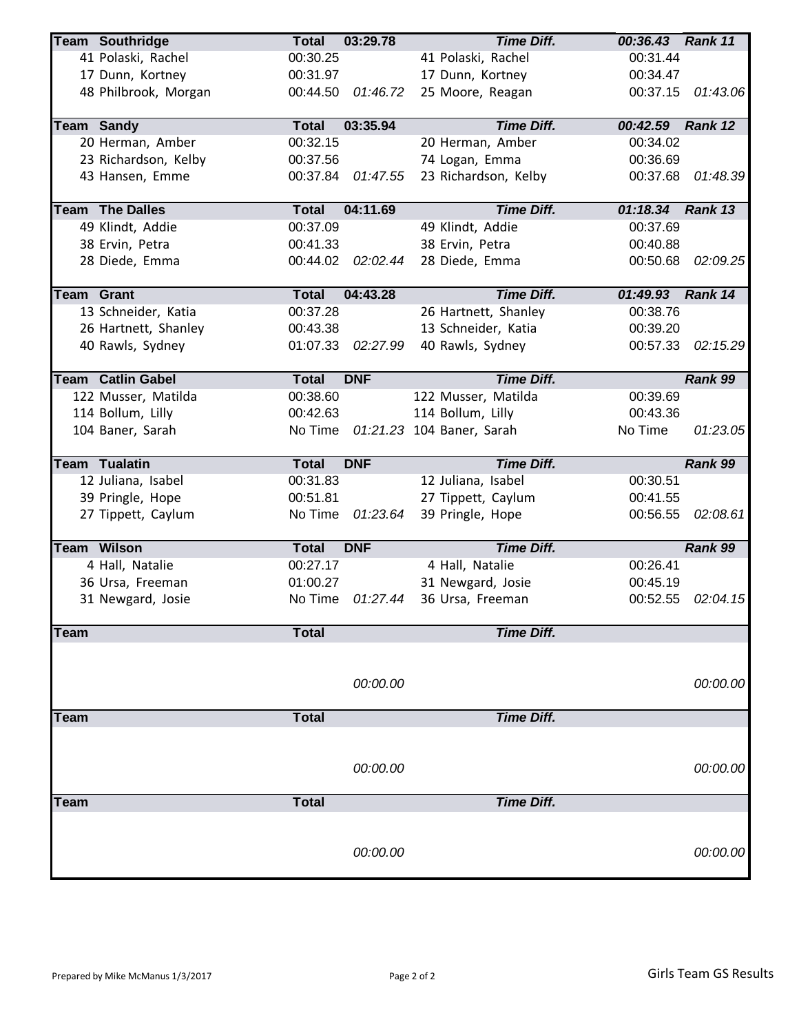| Team | Southridge | Total | 03:29.78 | Time Diff. | 00:36.43 | Rank 11 |
|---|---|---|---|---|---|---|
| 41 | Polaski, Rachel | 00:30.25 | | 41 Polaski, Rachel | 00:31.44 | |
| 17 | Dunn, Kortney | 00:31.97 | | 17 Dunn, Kortney | 00:34.47 | |
| 48 | Philbrook, Morgan | 00:44.50 | *01:46.72* | 25 Moore, Reagan | 00:37.15 | *01:43.06* |

| Team | Sandy | Total | 03:35.94 | Time Diff. | 00:42.59 | Rank 12 |
|---|---|---|---|---|---|---|
| 20 | Herman, Amber | 00:32.15 | | 20 Herman, Amber | 00:34.02 | |
| 23 | Richardson, Kelby | 00:37.56 | | 74 Logan, Emma | 00:36.69 | |
| 43 | Hansen, Emme | 00:37.84 | *01:47.55* | 23 Richardson, Kelby | 00:37.68 | *01:48.39* |

| Team | The Dalles | Total | 04:11.69 | Time Diff. | 01:18.34 | Rank 13 |
|---|---|---|---|---|---|---|
| 49 | Klindt, Addie | 00:37.09 | | 49 Klindt, Addie | 00:37.69 | |
| 38 | Ervin, Petra | 00:41.33 | | 38 Ervin, Petra | 00:40.88 | |
| 28 | Diede, Emma | 00:44.02 | *02:02.44* | 28 Diede, Emma | 00:50.68 | *02:09.25* |

| Team | Grant | Total | 04:43.28 | Time Diff. | 01:49.93 | Rank 14 |
|---|---|---|---|---|---|---|
| 13 | Schneider, Katia | 00:37.28 | | 26 Hartnett, Shanley | 00:38.76 | |
| 26 | Hartnett, Shanley | 00:43.38 | | 13 Schneider, Katia | 00:39.20 | |
| 40 | Rawls, Sydney | 01:07.33 | *02:27.99* | 40 Rawls, Sydney | 00:57.33 | *02:15.29* |

| Team | Catlin Gabel | Total | DNF | Time Diff. | | Rank 99 |
|---|---|---|---|---|---|---|
| 122 | Musser, Matilda | 00:38.60 | | 122 Musser, Matilda | 00:39.69 | |
| 114 | Bollum, Lilly | 00:42.63 | | 114 Bollum, Lilly | 00:43.36 | |
| 104 | Baner, Sarah | No Time | *01:21.23* | 104 Baner, Sarah | No Time | *01:23.05* |

| Team | Tualatin | Total | DNF | Time Diff. | | Rank 99 |
|---|---|---|---|---|---|---|
| 12 | Juliana, Isabel | 00:31.83 | | 12 Juliana, Isabel | 00:30.51 | |
| 39 | Pringle, Hope | 00:51.81 | | 27 Tippett, Caylum | 00:41.55 | |
| 27 | Tippett, Caylum | No Time | *01:23.64* | 39 Pringle, Hope | 00:56.55 | *02:08.61* |

| Team | Wilson | Total | DNF | Time Diff. | | Rank 99 |
|---|---|---|---|---|---|---|
| 4 | Hall, Natalie | 00:27.17 | | 4 Hall, Natalie | 00:26.41 | |
| 36 | Ursa, Freeman | 01:00.27 | | 31 Newgard, Josie | 00:45.19 | |
| 31 | Newgard, Josie | No Time | *01:27.44* | 36 Ursa, Freeman | 00:52.55 | *02:04.15* |

| Team | | Total | | Time Diff. | | |
|---|---|---|---|---|---|---|
| | | | | | | |
| | | | | | | |
| | | | *00:00.00* | | | *00:00.00* |

| Team | | Total | | Time Diff. | | |
|---|---|---|---|---|---|---|
| | | | | | | |
| | | | | | | |
| | | | *00:00.00* | | | *00:00.00* |

| Team | | Total | | Time Diff. | | |
|---|---|---|---|---|---|---|
| | | | | | | |
| | | | | | | |
| | | | *00:00.00* | | | *00:00.00* |

Prepared by Mike McManus 1/3/2017

Girls Team GS Results